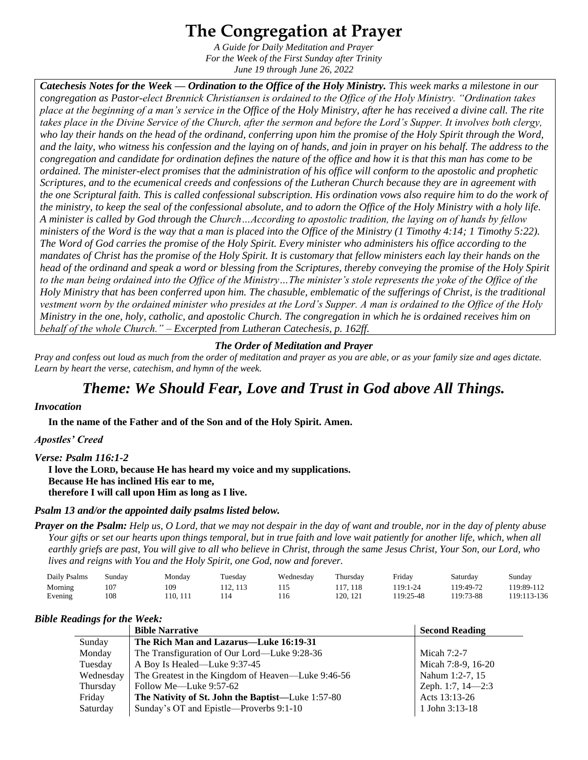# The Congregation at Prayer

*A Guide for Daily Meditation and Prayer*
*For the Week of the First Sunday after Trinity*
*June 19 through June 26, 2022*

***Catechesis Notes for the Week — Ordination to the Office of the Holy Ministry.*** *This week marks a milestone in our congregation as Pastor-elect Brennick Christiansen is ordained to the Office of the Holy Ministry. "Ordination takes place at the beginning of a man's service in the Office of the Holy Ministry, after he has received a divine call. The rite takes place in the Divine Service of the Church, after the sermon and before the Lord's Supper. It involves both clergy, who lay their hands on the head of the ordinand, conferring upon him the promise of the Holy Spirit through the Word, and the laity, who witness his confession and the laying on of hands, and join in prayer on his behalf. The address to the congregation and candidate for ordination defines the nature of the office and how it is that this man has come to be ordained. The minister-elect promises that the administration of his office will conform to the apostolic and prophetic Scriptures, and to the ecumenical creeds and confessions of the Lutheran Church because they are in agreement with the one Scriptural faith. This is called confessional subscription. His ordination vows also require him to do the work of the ministry, to keep the seal of the confessional absolute, and to adorn the Office of the Holy Ministry with a holy life. A minister is called by God through the Church…According to apostolic tradition, the laying on of hands by fellow ministers of the Word is the way that a man is placed into the Office of the Ministry (1 Timothy 4:14; 1 Timothy 5:22). The Word of God carries the promise of the Holy Spirit. Every minister who administers his office according to the mandates of Christ has the promise of the Holy Spirit. It is customary that fellow ministers each lay their hands on the head of the ordinand and speak a word or blessing from the Scriptures, thereby conveying the promise of the Holy Spirit to the man being ordained into the Office of the Ministry…The minister's stole represents the yoke of the Office of the Holy Ministry that has been conferred upon him. The chasuble, emblematic of the sufferings of Christ, is the traditional vestment worn by the ordained minister who presides at the Lord's Supper. A man is ordained to the Office of the Holy Ministry in the one, holy, catholic, and apostolic Church. The congregation in which he is ordained receives him on behalf of the whole Church." – Excerpted from Lutheran Catechesis, p. 162ff.*

### *The Order of Meditation and Prayer*

*Pray and confess out loud as much from the order of meditation and prayer as you are able, or as your family size and ages dictate. Learn by heart the verse, catechism, and hymn of the week.*

## *Theme: We Should Fear, Love and Trust in God above All Things.*

***Invocation***

**In the name of the Father and of the Son and of the Holy Spirit. Amen.**

***Apostles' Creed***

***Verse: Psalm 116:1-2***

**I love the LORD, because He has heard my voice and my supplications.**
**Because He has inclined His ear to me,**
**therefore I will call upon Him as long as I live.**

***Psalm 13 and/or the appointed daily psalms listed below.***

***Prayer on the Psalm:*** *Help us, O Lord, that we may not despair in the day of want and trouble, nor in the day of plenty abuse Your gifts or set our hearts upon things temporal, but in true faith and love wait patiently for another life, which, when all earthly griefs are past, You will give to all who believe in Christ, through the same Jesus Christ, Your Son, our Lord, who lives and reigns with You and the Holy Spirit, one God, now and forever.*

| Daily Psalms | Sunday | Monday | Tuesday | Wednesday | Thursday | Friday | Saturday | Sunday |
|---|---|---|---|---|---|---|---|---|
| Morning | 107 | 109 | 112, 113 | 115 | 117, 118 | 119:1-24 | 119:49-72 | 119:89-112 |
| Evening | 108 | 110, 111 | 114 | 116 | 120, 121 | 119:25-48 | 119:73-88 | 119:113-136 |

***Bible Readings for the Week:***

| | Bible Narrative | Second Reading |
|---|---|---|
| Sunday | **The Rich Man and Lazarus—Luke 16:19-31** | |
| Monday | The Transfiguration of Our Lord—Luke 9:28-36 | Micah 7:2-7 |
| Tuesday | A Boy Is Healed—Luke 9:37-45 | Micah 7:8-9, 16-20 |
| Wednesday | The Greatest in the Kingdom of Heaven—Luke 9:46-56 | Nahum 1:2-7, 15 |
| Thursday | Follow Me—Luke 9:57-62 | Zeph. 1:7, 14—2:3 |
| Friday | **The Nativity of St. John the Baptist—**Luke 1:57-80 | Acts 13:13-26 |
| Saturday | Sunday's OT and Epistle—Proverbs 9:1-10 | 1 John 3:13-18 |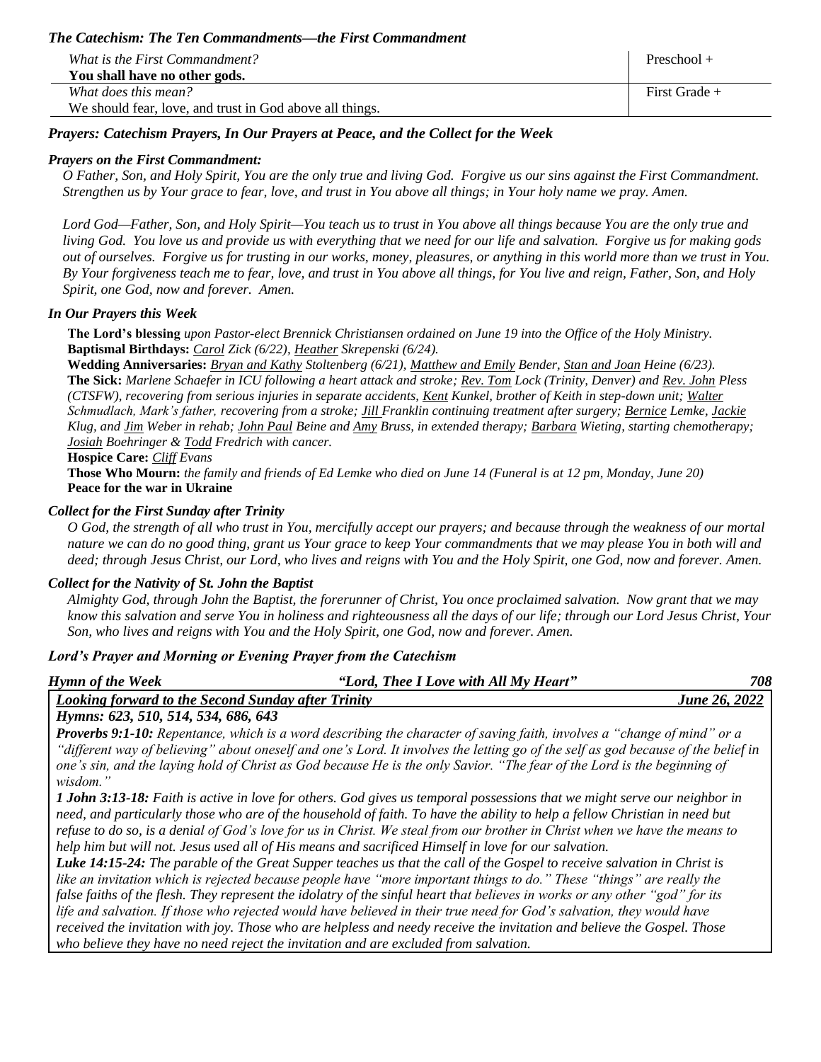### *The Catechism: The Ten Commandments—the First Commandment*

| | |
|---|---|
| *What is the First Commandment?*<br>**You shall have no other gods.** | Preschool + |
| *What does this mean?*<br>We should fear, love, and trust in God above all things. | First Grade + |

### *Prayers: Catechism Prayers, In Our Prayers at Peace, and the Collect for the Week*

#### *Prayers on the First Commandment:*

*O Father, Son, and Holy Spirit, You are the only true and living God. Forgive us our sins against the First Commandment. Strengthen us by Your grace to fear, love, and trust in You above all things; in Your holy name we pray. Amen.*

*Lord God—Father, Son, and Holy Spirit—You teach us to trust in You above all things because You are the only true and living God. You love us and provide us with everything that we need for our life and salvation. Forgive us for making gods out of ourselves. Forgive us for trusting in our works, money, pleasures, or anything in this world more than we trust in You. By Your forgiveness teach me to fear, love, and trust in You above all things, for You live and reign, Father, Son, and Holy Spirit, one God, now and forever. Amen.*

#### *In Our Prayers this Week*

**The Lord's blessing** *upon Pastor-elect Brennick Christiansen ordained on June 19 into the Office of the Holy Ministry.*
**Baptismal Birthdays:** *Carol Zick (6/22), Heather Skrepenski (6/24).*
**Wedding Anniversaries:** *Bryan and Kathy Stoltenberg (6/21), Matthew and Emily Bender, Stan and Joan Heine (6/23).*
**The Sick:** *Marlene Schaefer in ICU following a heart attack and stroke; Rev. Tom Lock (Trinity, Denver) and Rev. John Pless (CTSFW), recovering from serious injuries in separate accidents, Kent Kunkel, brother of Keith in step-down unit; Walter Schmudlach, Mark's father, recovering from a stroke; Jill Franklin continuing treatment after surgery; Bernice Lemke, Jackie Klug, and Jim Weber in rehab; John Paul Beine and Amy Bruss, in extended therapy; Barbara Wieting, starting chemotherapy; Josiah Boehringer & Todd Fredrich with cancer.*
**Hospice Care:** *Cliff Evans*
**Those Who Mourn:** *the family and friends of Ed Lemke who died on June 14 (Funeral is at 12 pm, Monday, June 20)*
**Peace for the war in Ukraine**

#### *Collect for the First Sunday after Trinity*

*O God, the strength of all who trust in You, mercifully accept our prayers; and because through the weakness of our mortal nature we can do no good thing, grant us Your grace to keep Your commandments that we may please You in both will and deed; through Jesus Christ, our Lord, who lives and reigns with You and the Holy Spirit, one God, now and forever. Amen.*

#### *Collect for the Nativity of St. John the Baptist*

*Almighty God, through John the Baptist, the forerunner of Christ, You once proclaimed salvation. Now grant that we may know this salvation and serve You in holiness and righteousness all the days of our life; through our Lord Jesus Christ, Your Son, who lives and reigns with You and the Holy Spirit, one God, now and forever. Amen.*

### *Lord's Prayer and Morning or Evening Prayer from the Catechism*

***Hymn of the Week*** — ***"Lord, Thee I Love with All My Heart"*** — ***708***

***Looking forward to the Second Sunday after Trinity*** — ***June 26, 2022***

***Hymns: 623, 510, 514, 534, 686, 643***

***Proverbs 9:1-10:*** *Repentance, which is a word describing the character of saving faith, involves a "change of mind" or a "different way of believing" about oneself and one's Lord. It involves the letting go of the self as god because of the belief in one's sin, and the laying hold of Christ as God because He is the only Savior. "The fear of the Lord is the beginning of wisdom."*

***1 John 3:13-18:*** *Faith is active in love for others. God gives us temporal possessions that we might serve our neighbor in need, and particularly those who are of the household of faith. To have the ability to help a fellow Christian in need but refuse to do so, is a denial of God's love for us in Christ. We steal from our brother in Christ when we have the means to help him but will not. Jesus used all of His means and sacrificed Himself in love for our salvation.*

***Luke 14:15-24:*** *The parable of the Great Supper teaches us that the call of the Gospel to receive salvation in Christ is like an invitation which is rejected because people have "more important things to do." These "things" are really the false faiths of the flesh. They represent the idolatry of the sinful heart that believes in works or any other "god" for its life and salvation. If those who rejected would have believed in their true need for God's salvation, they would have received the invitation with joy. Those who are helpless and needy receive the invitation and believe the Gospel. Those who believe they have no need reject the invitation and are excluded from salvation.*